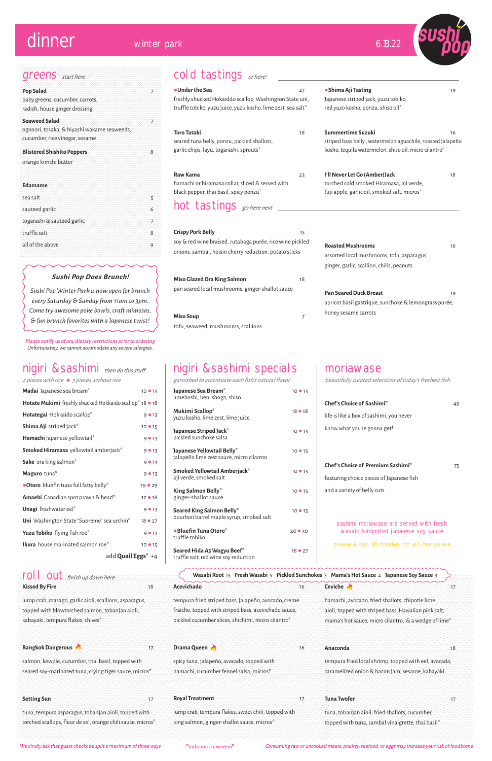# dinner

winter park

6.13.22

sushi pop

## greens *start here*

**Pop Salad** 7
baby greens, cucumber, carrots, radish, house ginger dressing

**Seaweed Salad** 7
ogonori, tosaka, & hiyashi wakame seaweeds, cucumber, rice vinegar, sesame

**Blistered Shishito Peppers** 8
orange kimchi butter

**Edamame**

| | |
|---|---|
| sea salt | 5 |
| sauteed garlic | 6 |
| togarashi & sauteed garlic | 7 |
| truffle salt | 8 |
| all of the above | 9 |

***Sushi Pop Does Brunch!***

*Sushi Pop Winter Park is now open for brunch every Saturday & Sunday from 11am to 3pm. Come try awesome poke bowls, craft mimosas, & fun brunch favorites with a Japanese twist!*

*Please notify us of any dietary restrictions prior to ordering*
*Unfortunately, we cannot accomodate any severe allergies.*

## cold tastings *or here!*

**●Under the Sea** 27
freshly shucked Hokaiddo scallop, Washington State uni, truffle tobiko, yuzu juice, yuzu kosho, lime zest, sea salt*

**Toro Tataki** 18
seared tuna belly, ponzu, pickled shallots, garlic chips, layu, togarashi, sprouts*

**Raw Kama** 23
hamachi or hiramasa collar, sliced & served with black pepper, thai basil, spicy ponzu*

**●Shima Aji Tasting** 19
Japanese striped jack, yuzu tobiko, red yuzo kosho, ponzu, shiso oil*

**Summertime Suzuki** 16
striped bass belly , watermelon aguachile, roasted jalapeño kosho, tequila watermelon, shiso oil, micro cilantro*

**I'll Never Let Go (Amber)Jack** 18
torched cold smoked Hiramasa, aji verde, fuji apple, garlic oil, smoked salt, micros*

## hot tastings *go here next*

**Crispy Pork Belly** 15
soy & red wine braised, rutabaga purée, rice wine pickled onions, sambal, hoisin cherry reduction, potato sticks

**Miso Glazed Ora King Salmon** 18
pan seared local mushrooms, ginger-shallot sauce

**Miso Soup** 7
tofu, seaweed, mushrooms, scallions

**Roasted Mushrooms** 16
assorted local mushrooms, tofu, asparagus, ginger, garlic, scallion, chilis, peanuts

**Pan Seared Duck Breast** 19
apricot basil gastrique, sunchoke & lemongrass purée, honey sesame carrots

## nigiri & sashimi *then do this stuff*

*2 pieces with rice ● 3 pieces without rice*

| Item | Price |
|---|---|
| **Madai** Japanese sea bream* | 10 ● 15 |
| **Hotate Mukimi** freshly shucked Hokkaido scallop* | 18 ● 18 |
| **Hotategai** Hokkaido scallop* | 9 ● 13 |
| **Shima Aji** striped jack* | 10 ● 15 |
| **Hamachi** Japanese yellowtail* | 9 ● 13 |
| **Smoked Hiramasa** yellowtail amberjack* | 9 ● 13 |
| **Sake** ora king salmon* | 9 ● 13 |
| **Maguro** tuna* | 9 ● 13 |
| **●Otoro** bluefin tuna full fatty belly* | 19 ● 29 |
| **Amaebi** Canadian spot prawn & head* | 12 ● 18 |
| **Unagi** freshwater eel* | 9 ● 13 |
| **Uni** Washington State "Supreme" sea urchin* | 18 ● 27 |
| **Yuzu Tobiko** flying fish roe* | 9 ● 13 |
| **Ikura** house marinated salmon roe* | 10 ● 15 |

add **Quail Eggs*** +4

## nigiri & sashimi specials

*garnished to accentuate each fish's natural flavor*

| Item | Price |
|---|---|
| **Japanese Sea Bream*** umeboshi, beni shoga, shiso | 10 ● 15 |
| **Mukimi Scallop*** yuzu kosho, lime zest, lime juice | 18 ● 18 |
| **Japanese Striped Jack*** pickled sunchoke salsa | 10 ● 15 |
| **Japanese Yellowtail Belly*** jalapeño lime zest sauce, micro cilantro | 10 ● 15 |
| **Smoked Yellowtail Amberjack*** aji verde, smoked salt | 10 ● 15 |
| **King Salmon Belly*** ginger-shallot sauce | 10 ● 15 |
| **Seared King Salmon Belly*** bourbon barrel maple syrup, smoked salt | 10 ● 15 |
| **●Bluefin Tuna Otoro*** truffle tobiko | 20 ● 30 |
| **Seared Hida A5 Wagyu Beef*** truffle salt, red wine soy reduction | 18 ● 27 |

## moriawase

*beautifully curated selections of today's freshest fish*

**Chef's Choice of Sashimi*** 49
life is like a box of sashimi, you never know what you're gonna get!

**Chef's Choice of Premium Sashimi*** 75
featuring choice pieces of Japanese fish and a variety of belly cuts

sashimi moriawase are served with fresh wasabi & imported japanese soy sauce

please allow 30 minutes for all moriawase

Wasabi Root 15 | Fresh Wasabi 5 | Pickled Sunchokes 3 | Mama's Hot Sauce 2 | Japanese Soy Sauce 3

## roll out *finish up down here*

**Kissed By Fire** 18
lump crab, masago, garlic aioli, scallions, asparagus, topped with blowtorched salmon, tobanjan aioli, kabayaki, tempura flakes, chives*

**Bangkok Dangerous** 🔥 17
salmon, kewpie, cucumber, thai basil, topped with seared soy-marinated tuna, crying tiger sauce, micros*

**Setting Sun** 17
tuna, tempura asparagus, tobanjan aioli, topped with torched scallops, fleur de sel, orange chili sauce, micros*

**Acevichado** 16
tempura fried striped bass, jalapeño, avocado, creme fraiche, topped with striped bass, acevichado sauce, pickled cucumber slices, shichimi, micro cilantro*

**Drama Queen** 🔥 16
spicy tuna, jalapeño, avocado, topped with hamachi, cucumber fennel salsa, micros*

**Royal Treatment** 17
lump crab, tempura flakes, sweet chili, topped with king salmon, ginger-shallot sauce, micros*

**Ceviche** 🔥 17
hamachi, avocado, fried shallots, chipotle lime aioli, topped with striped bass, Hawaiian pink salt, mama's hot sauce, micro cilantro, & a wedge of lime*

**Anaconda** 18
tempura fried local shrimp, topped with eel, avocado, caramelized onion & bacon jam, sesame, kabayaki

**Tuna Twofer** 17
tuna, tobanjan aioli, fried shallots, cucumber, topped with tuna, sambal vinaigrette, thai basil*

*We kindly ask that guest checks be split a maximum of three ways*

*\*Indicates a raw item\**

*Consuming raw or uncooked meats, poultry, seafood, or eggs may increase your risk of foodborne*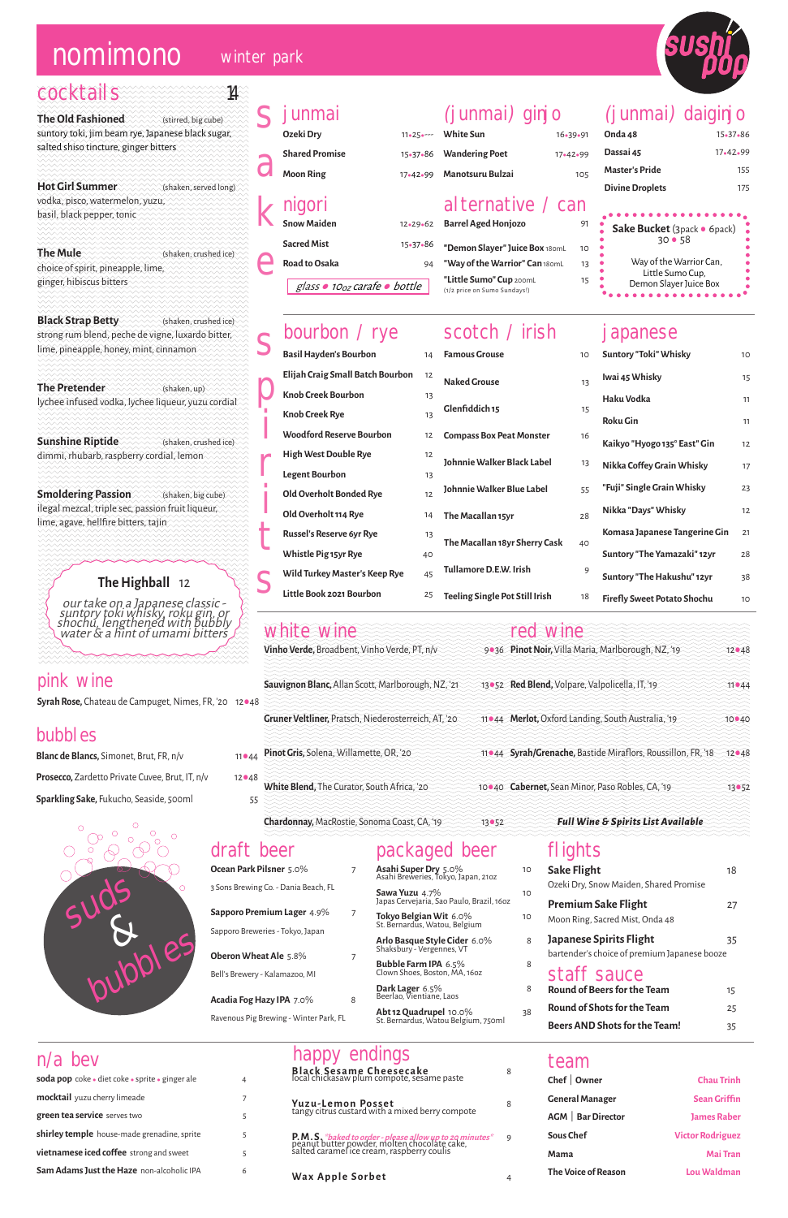# nomimono winter park

sushi pop

## cocktails 14

**The Old Fashioned** (stirred, big cube)
suntory toki, jim beam rye, Japanese black sugar, salted shiso tincture, ginger bitters

**Hot Girl Summer** (shaken, served long)
vodka, pisco, watermelon, yuzu, basil, black pepper, tonic

**The Mule** (shaken, crushed ice)
choice of spirit, pineapple, lime, ginger, hibiscus bitters

**Black Strap Betty** (shaken, crushed ice)
strong rum blend, peche de vigne, luxardo bitter, lime, pineapple, honey, mint, cinnamon

**The Pretender** (shaken, up)
lychee infused vodka, lychee liqueur, yuzu cordial

**Sunshine Riptide** (shaken, crushed ice)
dimmi, rhubarb, raspberry cordial, lemon

**Smoldering Passion** (shaken, big cube)
ilegal mezcal, triple sec, passion fruit liqueur, lime, agave, hellfire bitters, tajin

**The Highball** 12
*our take on a Japanese classic - suntory toki whisky, roku gin, or shochu, lengthened with bubbly water & a hint of umami bitters*

## sake

### junmai

| | |
|---|---|
| Ozeki Dry | 11•25•--- |
| Shared Promise | 15•37•86 |
| Moon Ring | 17•42•99 |

### (junmai) ginjo

| | |
|---|---|
| White Sun | 16•39•91 |
| Wandering Poet | 17•42•99 |
| Manotsuru Bulzai | 105 |

### (junmai) daiginjo

| | |
|---|---|
| Onda 48 | 15•37•86 |
| Dassai 45 | 17•42•99 |
| Master's Pride | 155 |
| Divine Droplets | 175 |

### nigori

| | |
|---|---|
| Snow Maiden | 12•29•62 |
| Sacred Mist | 15•37•86 |
| Road to Osaka | 94 |

*glass • 10oz carafe • bottle*

### alternative / can

| | |
|---|---|
| Barrel Aged Honjozo | 91 |
| "Demon Slayer" Juice Box 180mL | 10 |
| "Way of the Warrior" Can 180mL | 13 |
| "Little Sumo" Cup 200mL | 15 |

(1/2 price on Sumo Sundays!)

**Sake Bucket** (3pack • 6pack)
30 • 58
Way of the Warrior Can, Little Sumo Cup, Demon Slayer Juice Box

## spirits

### bourbon / rye

| | |
|---|---|
| Basil Hayden's Bourbon | 14 |
| Elijah Craig Small Batch Bourbon | 12 |
| Knob Creek Bourbon | 13 |
| Knob Creek Rye | 13 |
| Woodford Reserve Bourbon | 12 |
| High West Double Rye | 12 |
| Legent Bourbon | 13 |
| Old Overholt Bonded Rye | 12 |
| Old Overholt 114 Rye | 14 |
| Russel's Reserve 6yr Rye | 13 |
| Whistle Pig 15yr Rye | 40 |
| Wild Turkey Master's Keep Rye | 45 |
| Little Book 2021 Bourbon | 25 |

### scotch / irish

| | |
|---|---|
| Famous Grouse | 10 |
| Naked Grouse | 13 |
| Glenfiddich 15 | 15 |
| Compass Box Peat Monster | 16 |
| Johnnie Walker Black Label | 13 |
| Johnnie Walker Blue Label | 55 |
| The Macallan 15yr | 28 |
| The Macallan 18yr Sherry Cask | 40 |
| Tullamore D.E.W. Irish | 9 |
| Teeling Single Pot Still Irish | 18 |

### japanese

| | |
|---|---|
| Suntory "Toki" Whisky | 10 |
| Iwai 45 Whisky | 15 |
| Haku Vodka | 11 |
| Roku Gin | 11 |
| Kaikyo "Hyogo 135° East" Gin | 12 |
| Nikka Coffey Grain Whisky | 17 |
| "Fuji" Single Grain Whisky | 23 |
| Nikka "Days" Whisky | 12 |
| Komasa Japanese Tangerine Gin | 21 |
| Suntory "The Yamazaki" 12yr | 28 |
| Suntory "The Hakushu" 12yr | 38 |
| Firefly Sweet Potato Shochu | 10 |

## white wine

| | |
|---|---|
| **Vinho Verde,** Broadbent, Vinho Verde, PT, n/v | 9•36 |
| **Sauvignon Blanc,** Allan Scott, Marlborough, NZ, '21 | 13•52 |
| **Gruner Veltliner,** Pratsch, Niederosterreich, AT, '20 | 11•44 |
| **Pinot Gris,** Solena, Willamette, OR, '20 | 11•44 |
| **White Blend,** The Curator, South Africa, '20 | 10•40 |
| **Chardonnay,** MacRostie, Sonoma Coast, CA, '19 | 13•52 |

## red wine

| | |
|---|---|
| **Pinot Noir,** Villa Maria, Marlborough, NZ, '19 | 12•48 |
| **Red Blend,** Volpare, Valpolicella, IT, '19 | 11•44 |
| **Merlot,** Oxford Landing, South Australia, '19 | 10•40 |
| **Syrah/Grenache,** Bastide Miraflors, Roussillon, FR, '18 | 12•48 |
| **Cabernet,** Sean Minor, Paso Robles, CA, '19 | 13•52 |

***Full Wine & Spirits List Available***

## pink wine

| | |
|---|---|
| **Syrah Rose,** Chateau de Campuget, Nimes, FR, '20 | 12•48 |

## bubbles

| | |
|---|---|
| **Blanc de Blancs,** Simonet, Brut, FR, n/v | 11•44 |
| **Prosecco,** Zardetto Private Cuvee, Brut, IT, n/v | 12•48 |
| **Sparkling Sake,** Fukucho, Seaside, 500ml | 55 |

## suds & bubbles

### draft beer

| | |
|---|---|
| **Ocean Park Pilsner** 5.0% — 3 Sons Brewing Co. - Dania Beach, FL | 7 |
| **Sapporo Premium Lager** 4.9% — Sapporo Breweries - Tokyo, Japan | 7 |
| **Oberon Wheat Ale** 5.8% — Bell's Brewery - Kalamazoo, MI | 7 |
| **Acadia Fog Hazy IPA** 7.0% — Ravenous Pig Brewing - Winter Park, FL | 8 |

### packaged beer

| | |
|---|---|
| **Asahi Super Dry** 5.0% — Asahi Breweries, Tokyo, Japan, 21oz | 10 |
| **Sawa Yuzu** 4.7% — Japas Cervejaria, Sao Paulo, Brazil, 16oz | 10 |
| **Tokyo Belgian Wit** 6.0% — St. Bernardus, Watou, Belgium | 10 |
| **Arlo Basque Style Cider** 6.0% — Shaksbury - Vergennes, VT | 8 |
| **Bubble Farm IPA** 6.5% — Clown Shoes, Boston, MA, 16oz | 8 |
| **Dark Lager** 6.5% — Beerlao, Vientiane, Laos | 8 |
| **Abt 12 Quadrupel** 10.0% — St. Bernardus, Watou Belgium, 750ml | 38 |

### flights

| | |
|---|---|
| **Sake Flight** — Ozeki Dry, Snow Maiden, Shared Promise | 18 |
| **Premium Sake Flight** — Moon Ring, Sacred Mist, Onda 48 | 27 |
| **Japanese Spirits Flight** — bartender's choice of premium Japanese booze | 35 |

### staff sauce

| | |
|---|---|
| Round of Beers for the Team | 15 |
| Round of Shots for the Team | 25 |
| Beers AND Shots for the Team! | 35 |

## n/a bev

| | |
|---|---|
| **soda pop** coke • diet coke • sprite • ginger ale | 4 |
| **mocktail** yuzu cherry limeade | 7 |
| **green tea service** serves two | 5 |
| **shirley temple** house-made grenadine, sprite | 5 |
| **vietnamese iced coffee** strong and sweet | 5 |
| **Sam Adams Just the Haze** non-alcoholic IPA | 6 |

## happy endings

| | |
|---|---|
| **Black Sesame Cheesecake** — local chickasaw plum compote, sesame paste | 8 |
| **Yuzu-Lemon Posset** — tangy citrus custard with a mixed berry compote | 8 |
| **P.M.S.** *"baked to order - please allow up to 20 minutes"* — peanut butter powder, molten chocolate cake, salted caramel ice cream, raspberry coulis | 9 |
| **Wax Apple Sorbet** | 4 |

## team

| | |
|---|---|
| Chef \| Owner | Chau Trinh |
| General Manager | Sean Griffin |
| AGM \| Bar Director | James Raber |
| Sous Chef | Victor Rodriguez |
| Mama | Mai Tran |
| The Voice of Reason | Lou Waldman |